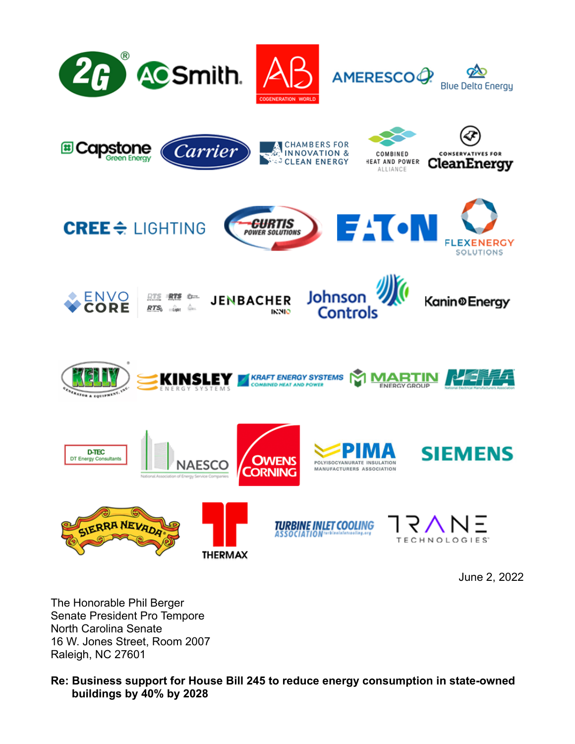June 2, 2022

The Honorable Phil Berger
Senate President Pro Tempore
North Carolina Senate
16 W. Jones Street, Room 2007
Raleigh, NC 27601

**Re: Business support for House Bill 245 to reduce energy consumption in state-owned buildings by 40% by 2028**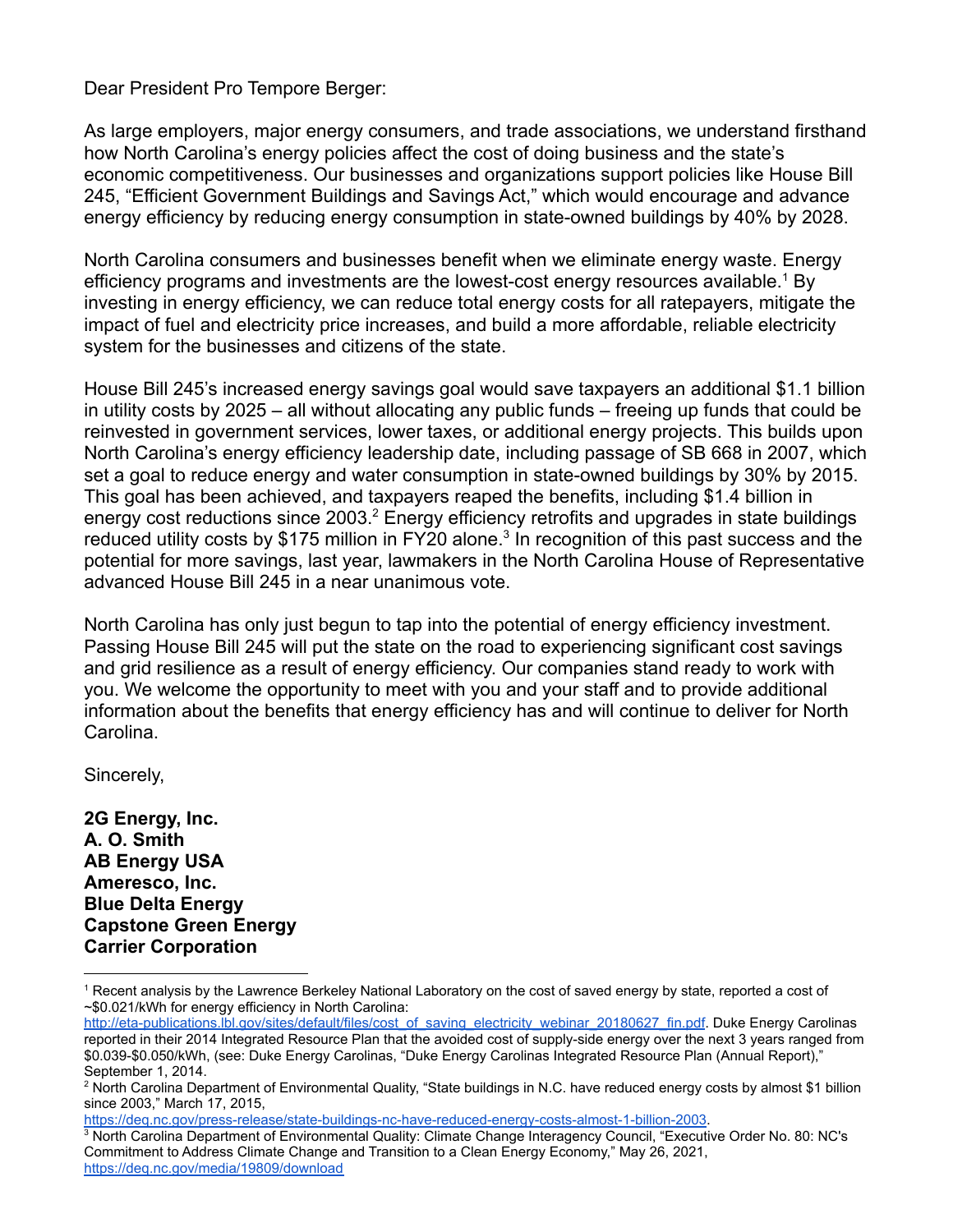Dear President Pro Tempore Berger:

As large employers, major energy consumers, and trade associations, we understand firsthand how North Carolina's energy policies affect the cost of doing business and the state's economic competitiveness. Our businesses and organizations support policies like House Bill 245, "Efficient Government Buildings and Savings Act," which would encourage and advance energy efficiency by reducing energy consumption in state-owned buildings by 40% by 2028.

North Carolina consumers and businesses benefit when we eliminate energy waste. Energy efficiency programs and investments are the lowest-cost energy resources available.[1] By investing in energy efficiency, we can reduce total energy costs for all ratepayers, mitigate the impact of fuel and electricity price increases, and build a more affordable, reliable electricity system for the businesses and citizens of the state.

House Bill 245's increased energy savings goal would save taxpayers an additional $1.1 billion in utility costs by 2025 – all without allocating any public funds – freeing up funds that could be reinvested in government services, lower taxes, or additional energy projects. This builds upon North Carolina's energy efficiency leadership date, including passage of SB 668 in 2007, which set a goal to reduce energy and water consumption in state-owned buildings by 30% by 2015. This goal has been achieved, and taxpayers reaped the benefits, including $1.4 billion in energy cost reductions since 2003.[2] Energy efficiency retrofits and upgrades in state buildings reduced utility costs by $175 million in FY20 alone.[3] In recognition of this past success and the potential for more savings, last year, lawmakers in the North Carolina House of Representative advanced House Bill 245 in a near unanimous vote.

North Carolina has only just begun to tap into the potential of energy efficiency investment. Passing House Bill 245 will put the state on the road to experiencing significant cost savings and grid resilience as a result of energy efficiency. Our companies stand ready to work with you. We welcome the opportunity to meet with you and your staff and to provide additional information about the benefits that energy efficiency has and will continue to deliver for North Carolina.

Sincerely,

**2G Energy, Inc.**
**A. O. Smith**
**AB Energy USA**
**Ameresco, Inc.**
**Blue Delta Energy**
**Capstone Green Energy**
**Carrier Corporation**

---

[1] Recent analysis by the Lawrence Berkeley National Laboratory on the cost of saved energy by state, reported a cost of ~$0.021/kWh for energy efficiency in North Carolina: http://eta-publications.lbl.gov/sites/default/files/cost_of_saving_electricity_webinar_20180627_fin.pdf. Duke Energy Carolinas reported in their 2014 Integrated Resource Plan that the avoided cost of supply-side energy over the next 3 years ranged from $0.039-$0.050/kWh, (see: Duke Energy Carolinas, "Duke Energy Carolinas Integrated Resource Plan (Annual Report)," September 1, 2014.

[2] North Carolina Department of Environmental Quality, "State buildings in N.C. have reduced energy costs by almost $1 billion since 2003," March 17, 2015, https://deq.nc.gov/press-release/state-buildings-nc-have-reduced-energy-costs-almost-1-billion-2003.

[3] North Carolina Department of Environmental Quality: Climate Change Interagency Council, "Executive Order No. 80: NC's Commitment to Address Climate Change and Transition to a Clean Energy Economy," May 26, 2021, https://deq.nc.gov/media/19809/download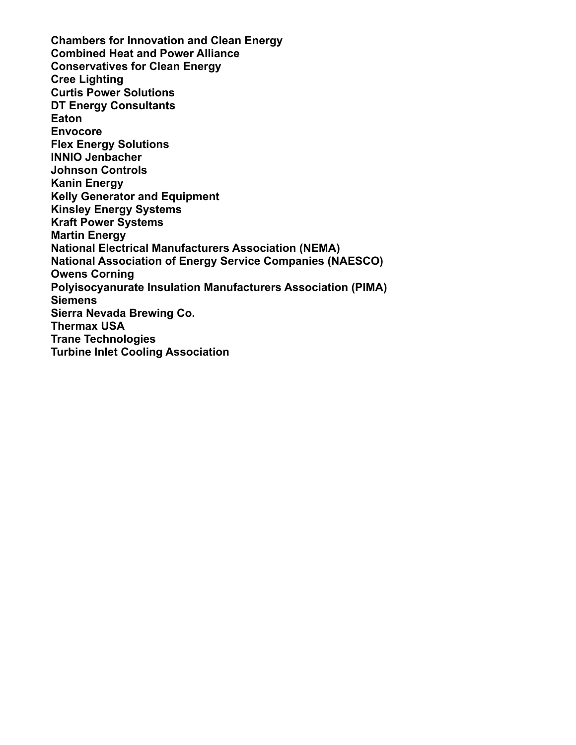**Chambers for Innovation and Clean Energy**
**Combined Heat and Power Alliance**
**Conservatives for Clean Energy**
**Cree Lighting**
**Curtis Power Solutions**
**DT Energy Consultants**
**Eaton**
**Envocore**
**Flex Energy Solutions**
**INNIO Jenbacher**
**Johnson Controls**
**Kanin Energy**
**Kelly Generator and Equipment**
**Kinsley Energy Systems**
**Kraft Power Systems**
**Martin Energy**
**National Electrical Manufacturers Association (NEMA)**
**National Association of Energy Service Companies (NAESCO)**
**Owens Corning**
**Polyisocyanurate Insulation Manufacturers Association (PIMA)**
**Siemens**
**Sierra Nevada Brewing Co.**
**Thermax USA**
**Trane Technologies**
**Turbine Inlet Cooling Association**